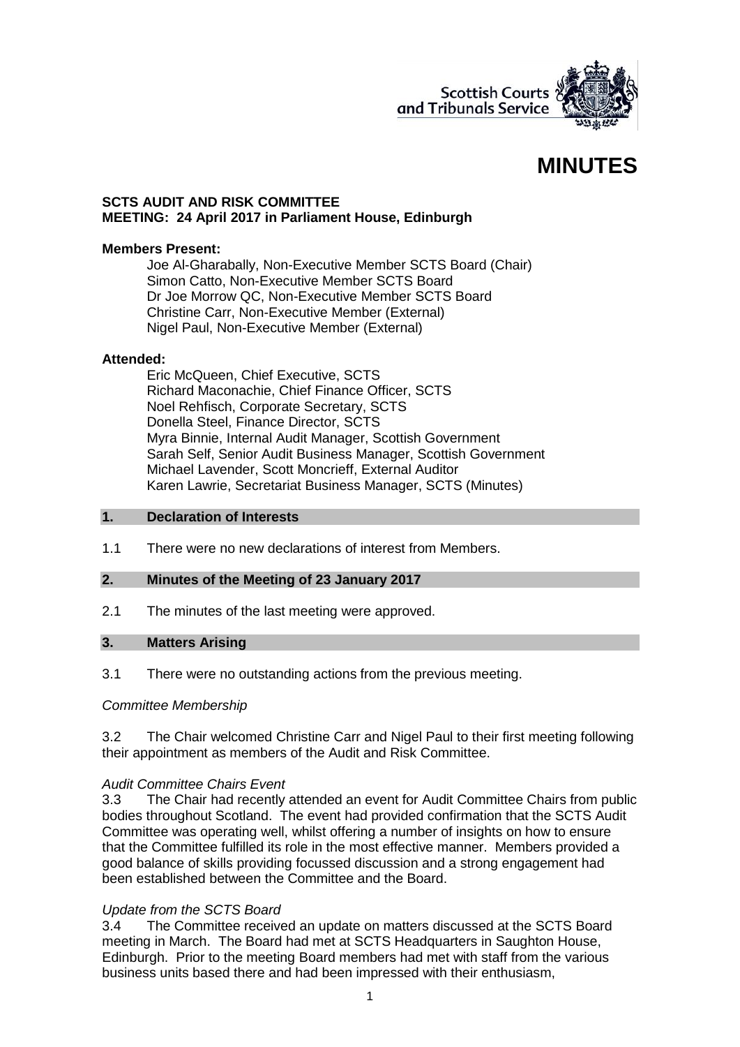Scottish Courts and Tribunals Service

# MINUTES

**SCTS AUDIT AND RISK COMMITTEE**
**MEETING: 24 April 2017 in Parliament House, Edinburgh**

**Members Present:**

Joe Al-Gharabally, Non-Executive Member SCTS Board (Chair)
Simon Catto, Non-Executive Member SCTS Board
Dr Joe Morrow QC, Non-Executive Member SCTS Board
Christine Carr, Non-Executive Member (External)
Nigel Paul, Non-Executive Member (External)

**Attended:**

Eric McQueen, Chief Executive, SCTS
Richard Maconachie, Chief Finance Officer, SCTS
Noel Rehfisch, Corporate Secretary, SCTS
Donella Steel, Finance Director, SCTS
Myra Binnie, Internal Audit Manager, Scottish Government
Sarah Self, Senior Audit Business Manager, Scottish Government
Michael Lavender, Scott Moncrieff, External Auditor
Karen Lawrie, Secretariat Business Manager, SCTS (Minutes)

## 1. Declaration of Interests

1.1 There were no new declarations of interest from Members.

## 2. Minutes of the Meeting of 23 January 2017

2.1 The minutes of the last meeting were approved.

## 3. Matters Arising

3.1 There were no outstanding actions from the previous meeting.

*Committee Membership*

3.2 The Chair welcomed Christine Carr and Nigel Paul to their first meeting following their appointment as members of the Audit and Risk Committee.

*Audit Committee Chairs Event*

3.3 The Chair had recently attended an event for Audit Committee Chairs from public bodies throughout Scotland. The event had provided confirmation that the SCTS Audit Committee was operating well, whilst offering a number of insights on how to ensure that the Committee fulfilled its role in the most effective manner. Members provided a good balance of skills providing focussed discussion and a strong engagement had been established between the Committee and the Board.

*Update from the SCTS Board*

3.4 The Committee received an update on matters discussed at the SCTS Board meeting in March. The Board had met at SCTS Headquarters in Saughton House, Edinburgh. Prior to the meeting Board members had met with staff from the various business units based there and had been impressed with their enthusiasm,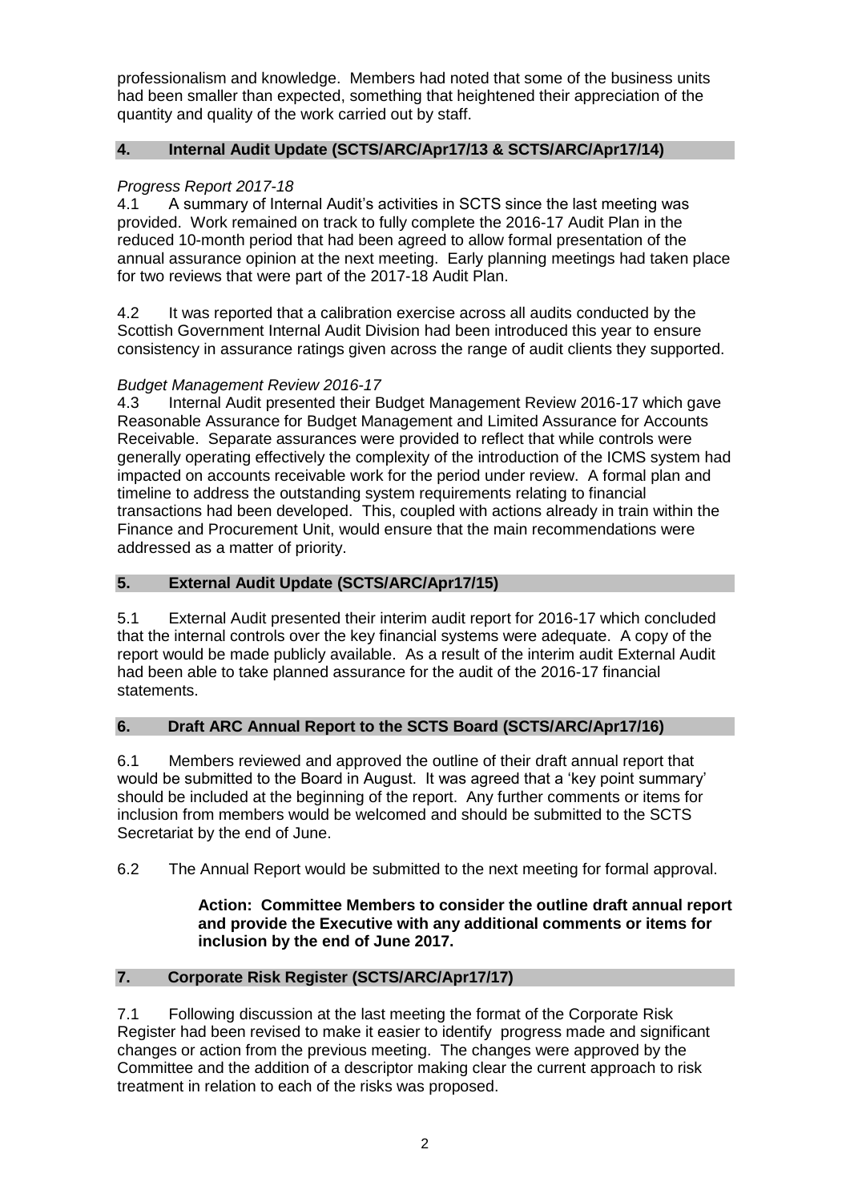professionalism and knowledge. Members had noted that some of the business units had been smaller than expected, something that heightened their appreciation of the quantity and quality of the work carried out by staff.

## 4. Internal Audit Update (SCTS/ARC/Apr17/13 & SCTS/ARC/Apr17/14)

*Progress Report 2017-18*

4.1 A summary of Internal Audit's activities in SCTS since the last meeting was provided. Work remained on track to fully complete the 2016-17 Audit Plan in the reduced 10-month period that had been agreed to allow formal presentation of the annual assurance opinion at the next meeting. Early planning meetings had taken place for two reviews that were part of the 2017-18 Audit Plan.

4.2 It was reported that a calibration exercise across all audits conducted by the Scottish Government Internal Audit Division had been introduced this year to ensure consistency in assurance ratings given across the range of audit clients they supported.

*Budget Management Review 2016-17*

4.3 Internal Audit presented their Budget Management Review 2016-17 which gave Reasonable Assurance for Budget Management and Limited Assurance for Accounts Receivable. Separate assurances were provided to reflect that while controls were generally operating effectively the complexity of the introduction of the ICMS system had impacted on accounts receivable work for the period under review. A formal plan and timeline to address the outstanding system requirements relating to financial transactions had been developed. This, coupled with actions already in train within the Finance and Procurement Unit, would ensure that the main recommendations were addressed as a matter of priority.

## 5. External Audit Update (SCTS/ARC/Apr17/15)

5.1 External Audit presented their interim audit report for 2016-17 which concluded that the internal controls over the key financial systems were adequate. A copy of the report would be made publicly available. As a result of the interim audit External Audit had been able to take planned assurance for the audit of the 2016-17 financial statements.

## 6. Draft ARC Annual Report to the SCTS Board (SCTS/ARC/Apr17/16)

6.1 Members reviewed and approved the outline of their draft annual report that would be submitted to the Board in August. It was agreed that a 'key point summary' should be included at the beginning of the report. Any further comments or items for inclusion from members would be welcomed and should be submitted to the SCTS Secretariat by the end of June.

6.2 The Annual Report would be submitted to the next meeting for formal approval.

> **Action: Committee Members to consider the outline draft annual report and provide the Executive with any additional comments or items for inclusion by the end of June 2017.**

## 7. Corporate Risk Register (SCTS/ARC/Apr17/17)

7.1 Following discussion at the last meeting the format of the Corporate Risk Register had been revised to make it easier to identify progress made and significant changes or action from the previous meeting. The changes were approved by the Committee and the addition of a descriptor making clear the current approach to risk treatment in relation to each of the risks was proposed.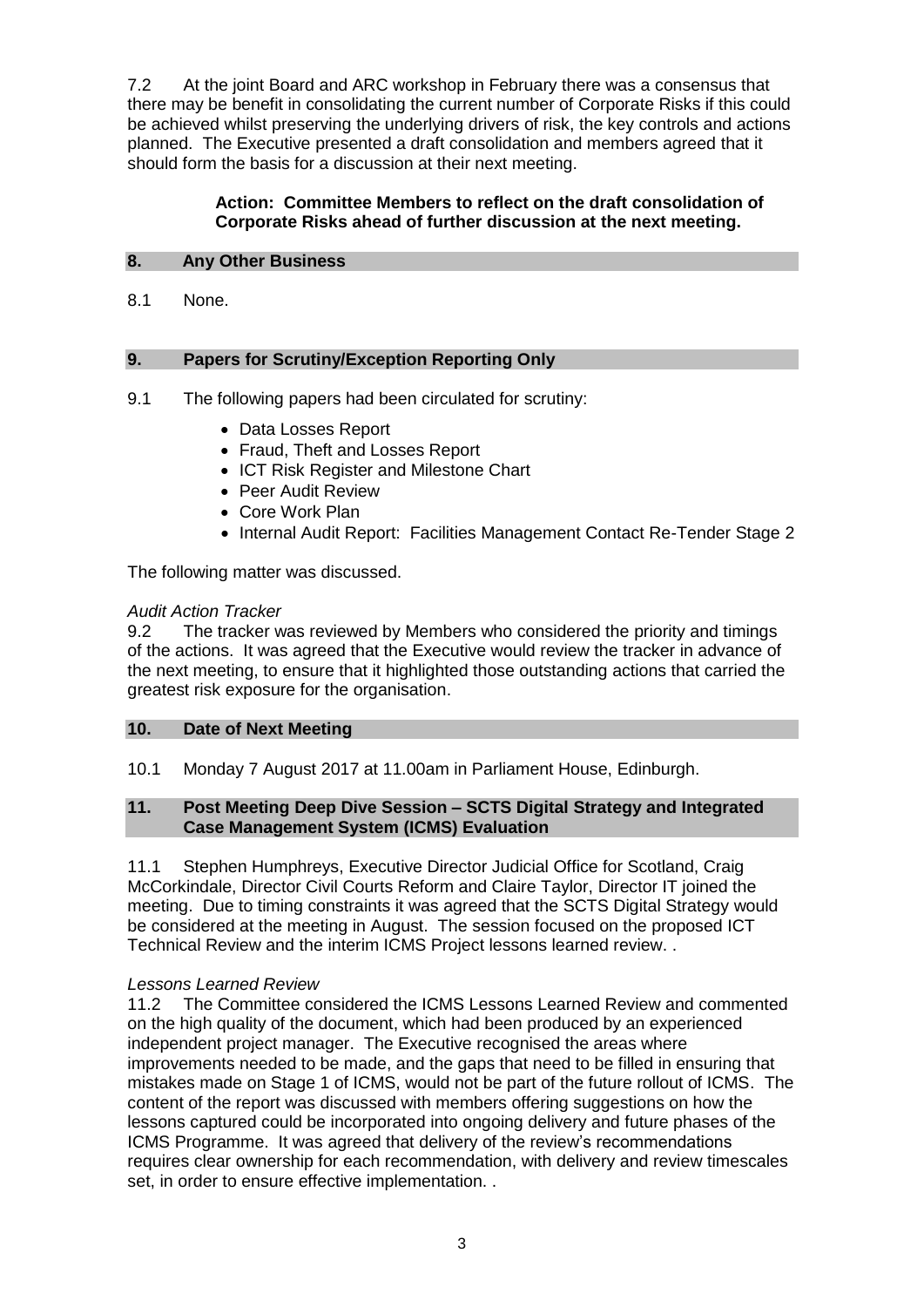7.2 At the joint Board and ARC workshop in February there was a consensus that there may be benefit in consolidating the current number of Corporate Risks if this could be achieved whilst preserving the underlying drivers of risk, the key controls and actions planned. The Executive presented a draft consolidation and members agreed that it should form the basis for a discussion at their next meeting.

**Action: Committee Members to reflect on the draft consolidation of Corporate Risks ahead of further discussion at the next meeting.**

## 8. Any Other Business

8.1 None.

## 9. Papers for Scrutiny/Exception Reporting Only

9.1 The following papers had been circulated for scrutiny:

- Data Losses Report
- Fraud, Theft and Losses Report
- ICT Risk Register and Milestone Chart
- Peer Audit Review
- Core Work Plan
- Internal Audit Report: Facilities Management Contact Re-Tender Stage 2

The following matter was discussed.

*Audit Action Tracker*

9.2 The tracker was reviewed by Members who considered the priority and timings of the actions. It was agreed that the Executive would review the tracker in advance of the next meeting, to ensure that it highlighted those outstanding actions that carried the greatest risk exposure for the organisation.

## 10. Date of Next Meeting

10.1 Monday 7 August 2017 at 11.00am in Parliament House, Edinburgh.

## 11. Post Meeting Deep Dive Session – SCTS Digital Strategy and Integrated Case Management System (ICMS) Evaluation

11.1 Stephen Humphreys, Executive Director Judicial Office for Scotland, Craig McCorkindale, Director Civil Courts Reform and Claire Taylor, Director IT joined the meeting. Due to timing constraints it was agreed that the SCTS Digital Strategy would be considered at the meeting in August. The session focused on the proposed ICT Technical Review and the interim ICMS Project lessons learned review. .

*Lessons Learned Review*

11.2 The Committee considered the ICMS Lessons Learned Review and commented on the high quality of the document, which had been produced by an experienced independent project manager. The Executive recognised the areas where improvements needed to be made, and the gaps that need to be filled in ensuring that mistakes made on Stage 1 of ICMS, would not be part of the future rollout of ICMS. The content of the report was discussed with members offering suggestions on how the lessons captured could be incorporated into ongoing delivery and future phases of the ICMS Programme. It was agreed that delivery of the review's recommendations requires clear ownership for each recommendation, with delivery and review timescales set, in order to ensure effective implementation. .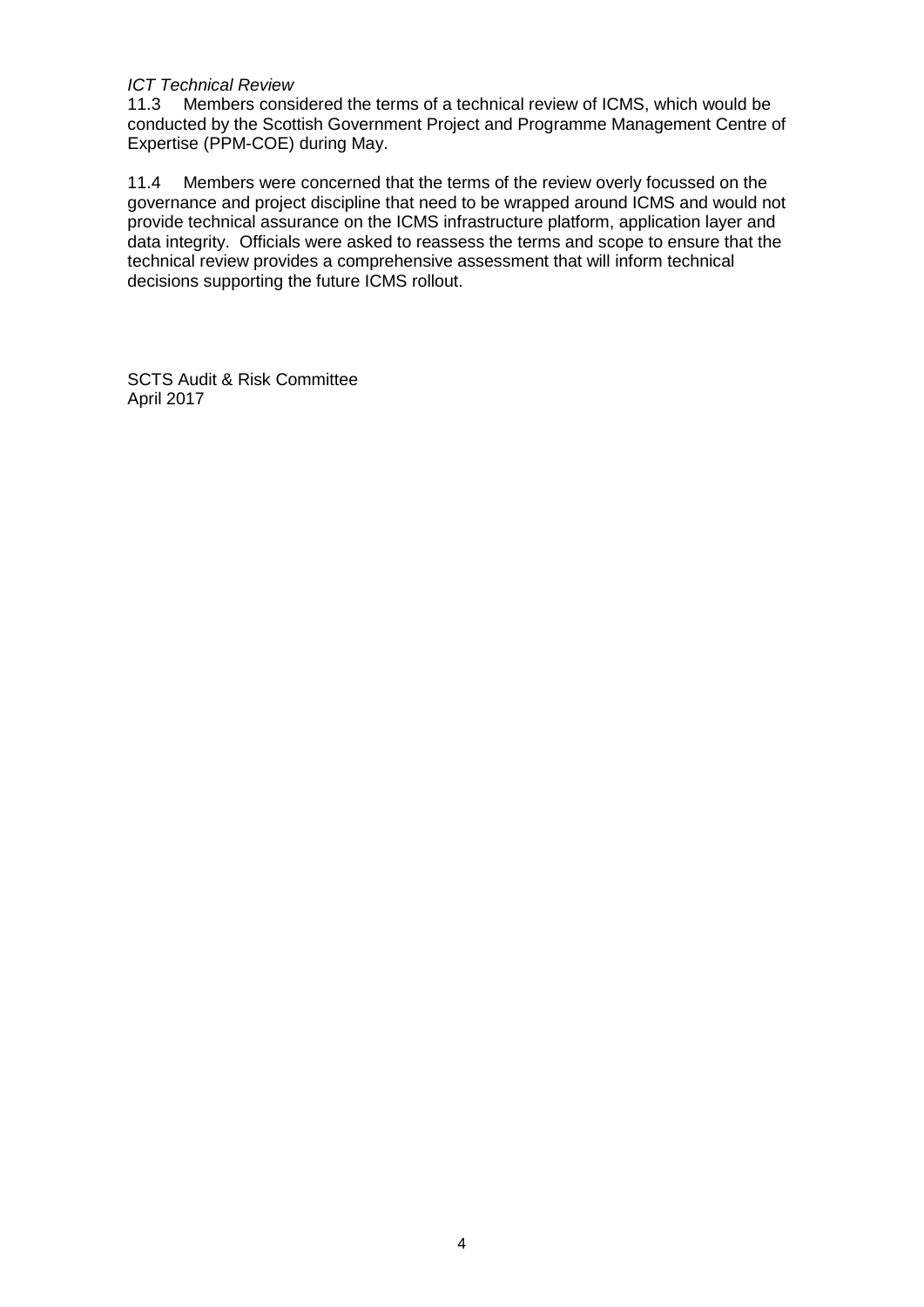*ICT Technical Review*

11.3 Members considered the terms of a technical review of ICMS, which would be conducted by the Scottish Government Project and Programme Management Centre of Expertise (PPM-COE) during May.

11.4 Members were concerned that the terms of the review overly focussed on the governance and project discipline that need to be wrapped around ICMS and would not provide technical assurance on the ICMS infrastructure platform, application layer and data integrity. Officials were asked to reassess the terms and scope to ensure that the technical review provides a comprehensive assessment that will inform technical decisions supporting the future ICMS rollout.

SCTS Audit & Risk Committee
April 2017